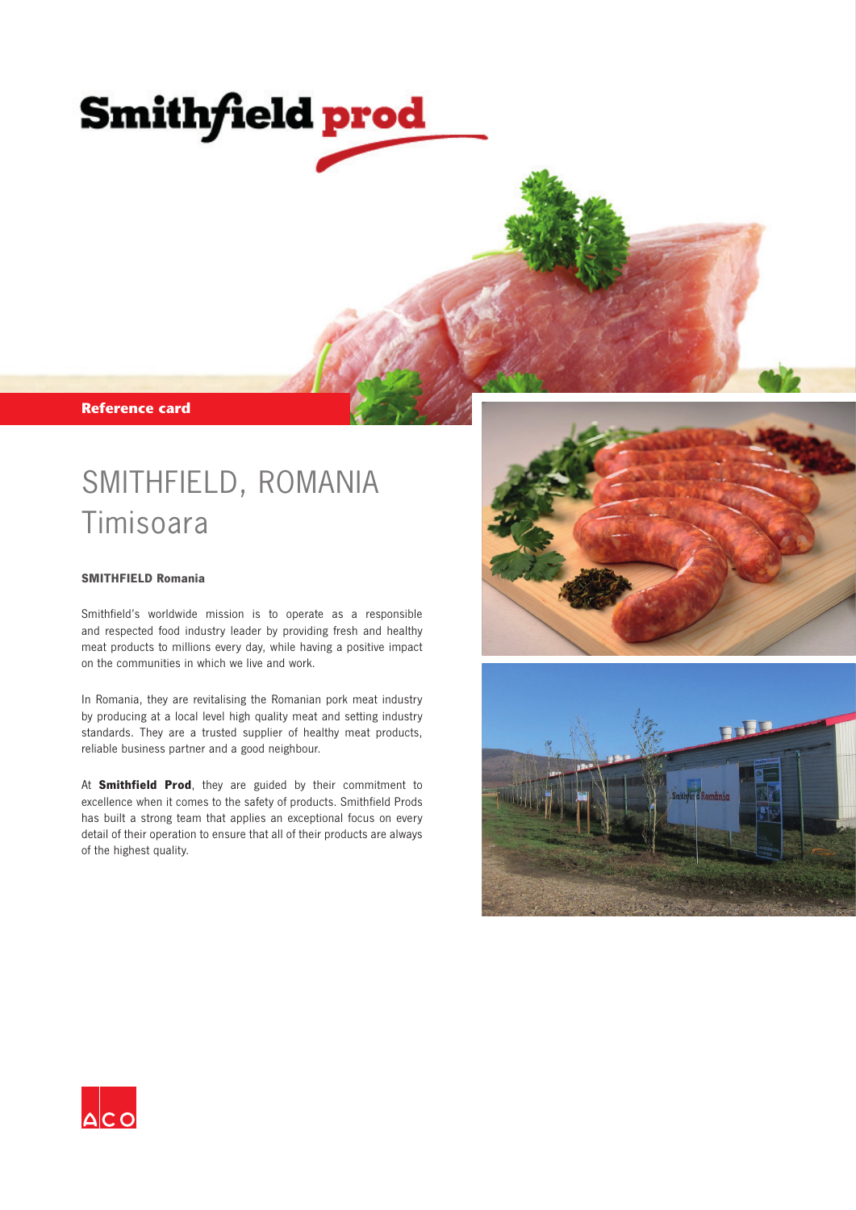Smithfield prod

**Reference card**

# SMITHFIELD, ROMANIA
## Timisoara

**SMITHFIELD Romania**

Smithfield's worldwide mission is to operate as a responsible and respected food industry leader by providing fresh and healthy meat products to millions every day, while having a positive impact on the communities in which we live and work.

In Romania, they are revitalising the Romanian pork meat industry by producing at a local level high quality meat and setting industry standards. They are a trusted supplier of healthy meat products, reliable business partner and a good neighbour.

At **Smithfield Prod**, they are guided by their commitment to excellence when it comes to the safety of products. Smithfield Prods has built a strong team that applies an exceptional focus on every detail of their operation to ensure that all of their products are always of the highest quality.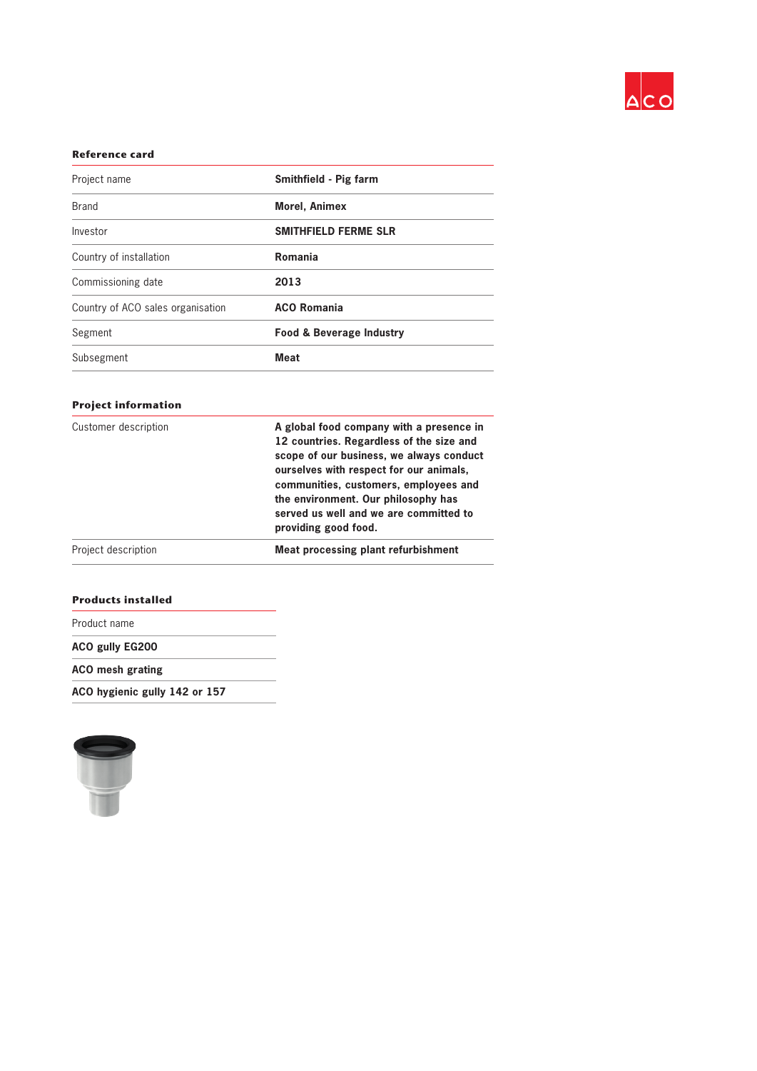## Reference card

| | |
|---|---|
| Project name | **Smithfield - Pig farm** |
| Brand | **Morel, Animex** |
| Investor | **SMITHFIELD FERME SLR** |
| Country of installation | **Romania** |
| Commissioning date | **2013** |
| Country of ACO sales organisation | **ACO Romania** |
| Segment | **Food & Beverage Industry** |
| Subsegment | **Meat** |

## Project information

| | |
|---|---|
| Customer description | **A global food company with a presence in 12 countries. Regardless of the size and scope of our business, we always conduct ourselves with respect for our animals, communities, customers, employees and the environment. Our philosophy has served us well and we are committed to providing good food.** |
| Project description | **Meat processing plant refurbishment** |

## Products installed

| Product name |
|---|
| **ACO gully EG200** |
| **ACO mesh grating** |
| **ACO hygienic gully 142 or 157** |